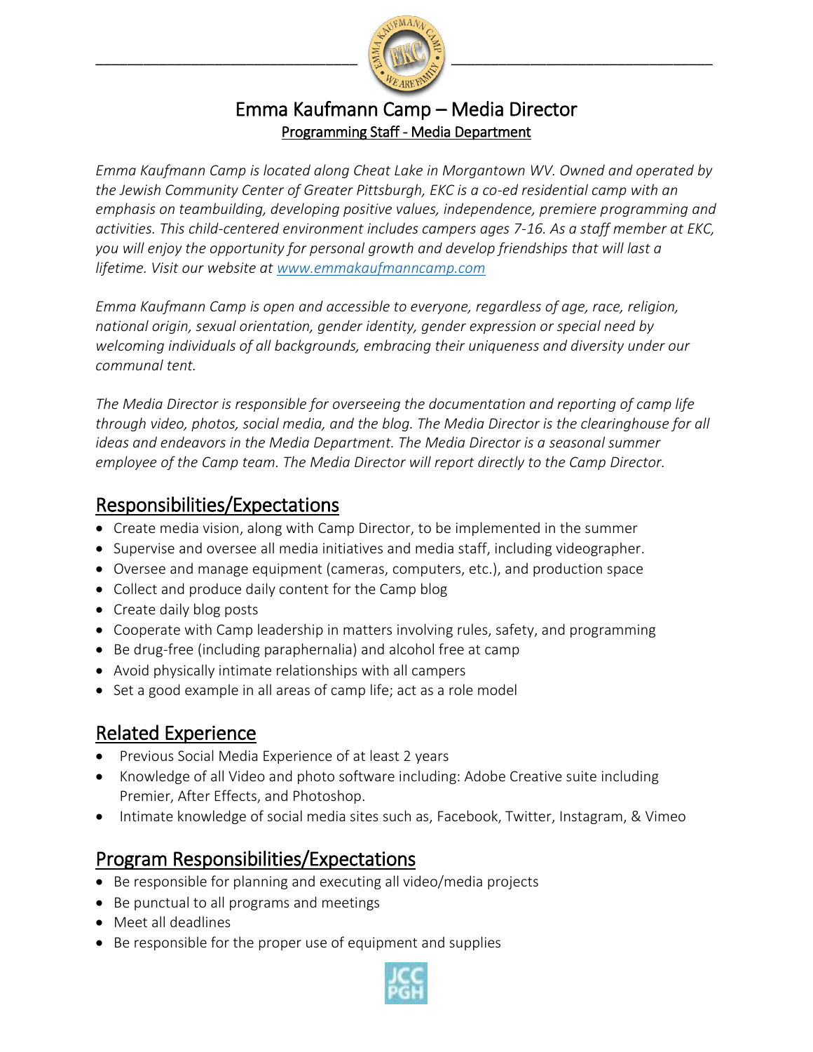# Emma Kaufmann Camp – Media Director

Programming Staff - Media Department

*Emma Kaufmann Camp is located along Cheat Lake in Morgantown WV. Owned and operated by the Jewish Community Center of Greater Pittsburgh, EKC is a co-ed residential camp with an emphasis on teambuilding, developing positive values, independence, premiere programming and activities. This child-centered environment includes campers ages 7-16. As a staff member at EKC, you will enjoy the opportunity for personal growth and develop friendships that will last a lifetime. Visit our website at [www.emmakaufmanncamp.com](http://www.emmakaufmanncamp.com)*

*Emma Kaufmann Camp is open and accessible to everyone, regardless of age, race, religion, national origin, sexual orientation, gender identity, gender expression or special need by welcoming individuals of all backgrounds, embracing their uniqueness and diversity under our communal tent.*

*The Media Director is responsible for overseeing the documentation and reporting of camp life through video, photos, social media, and the blog. The Media Director is the clearinghouse for all ideas and endeavors in the Media Department. The Media Director is a seasonal summer employee of the Camp team. The Media Director will report directly to the Camp Director.*

## Responsibilities/Expectations

- Create media vision, along with Camp Director, to be implemented in the summer
- Supervise and oversee all media initiatives and media staff, including videographer.
- Oversee and manage equipment (cameras, computers, etc.), and production space
- Collect and produce daily content for the Camp blog
- Create daily blog posts
- Cooperate with Camp leadership in matters involving rules, safety, and programming
- Be drug-free (including paraphernalia) and alcohol free at camp
- Avoid physically intimate relationships with all campers
- Set a good example in all areas of camp life; act as a role model

## Related Experience

- Previous Social Media Experience of at least 2 years
- Knowledge of all Video and photo software including: Adobe Creative suite including Premier, After Effects, and Photoshop.
- Intimate knowledge of social media sites such as, Facebook, Twitter, Instagram, & Vimeo

## Program Responsibilities/Expectations

- Be responsible for planning and executing all video/media projects
- Be punctual to all programs and meetings
- Meet all deadlines
- Be responsible for the proper use of equipment and supplies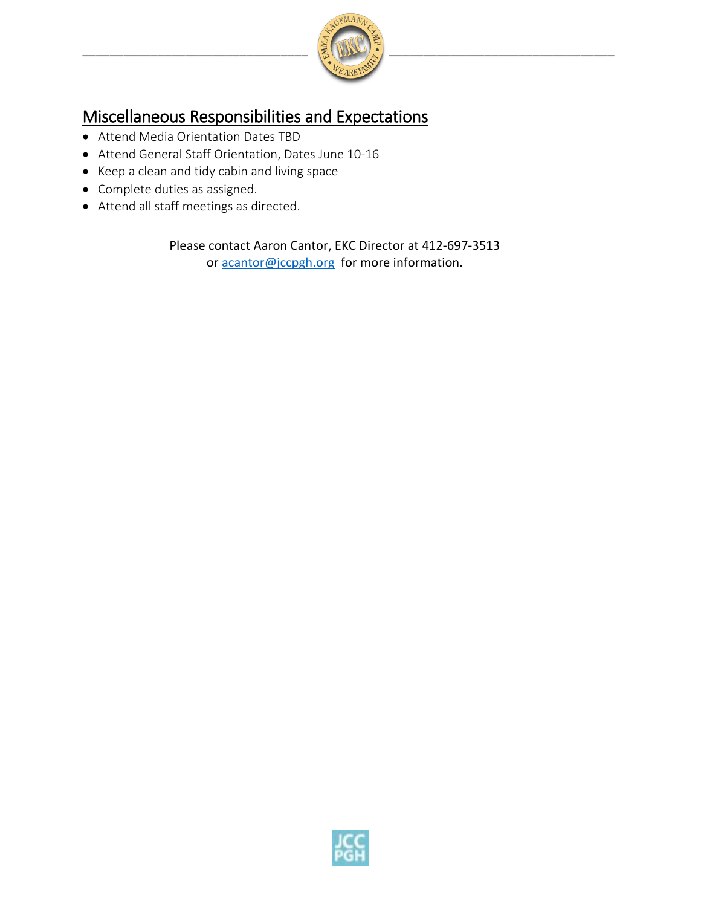## Miscellaneous Responsibilities and Expectations

- Attend Media Orientation Dates TBD
- Attend General Staff Orientation, Dates June 10-16
- Keep a clean and tidy cabin and living space
- Complete duties as assigned.
- Attend all staff meetings as directed.

Please contact Aaron Cantor, EKC Director at 412-697-3513 or acantor@jccpgh.org for more information.